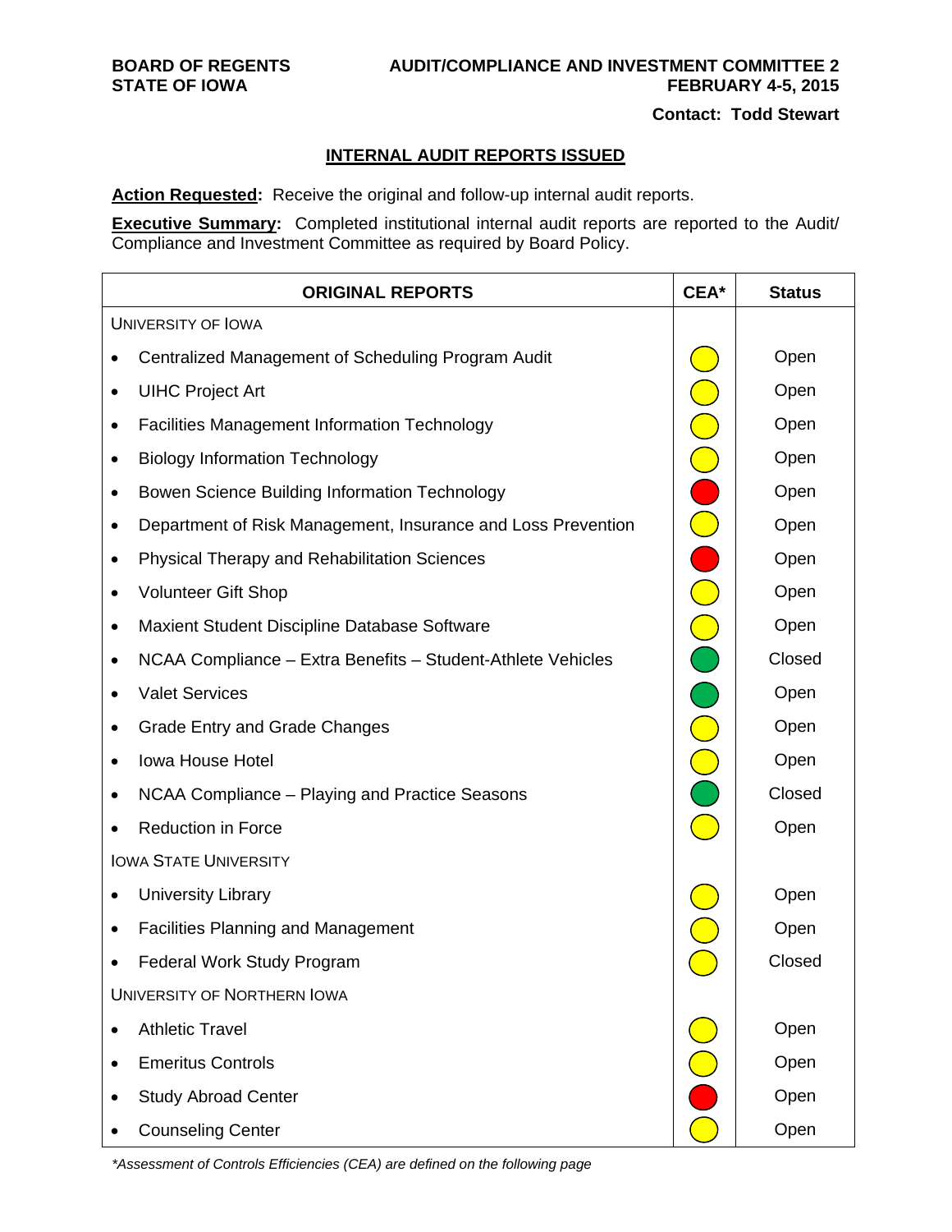**BOARD OF REGENTS**
**STATE OF IOWA**

**AUDIT/COMPLIANCE AND INVESTMENT COMMITTEE 2**
**FEBRUARY 4-5, 2015**

**Contact: Todd Stewart**

## INTERNAL AUDIT REPORTS ISSUED

**Action Requested:** Receive the original and follow-up internal audit reports.

**Executive Summary:** Completed institutional internal audit reports are reported to the Audit/ Compliance and Investment Committee as required by Board Policy.

| ORIGINAL REPORTS | CEA* | Status |
|---|---|---|
| UNIVERSITY OF IOWA | | |
| • Centralized Management of Scheduling Program Audit | Yellow | Open |
| • UIHC Project Art | Yellow | Open |
| • Facilities Management Information Technology | Yellow | Open |
| • Biology Information Technology | Yellow | Open |
| • Bowen Science Building Information Technology | Red | Open |
| • Department of Risk Management, Insurance and Loss Prevention | Yellow | Open |
| • Physical Therapy and Rehabilitation Sciences | Red | Open |
| • Volunteer Gift Shop | Yellow | Open |
| • Maxient Student Discipline Database Software | Yellow | Open |
| • NCAA Compliance – Extra Benefits – Student-Athlete Vehicles | Green | Closed |
| • Valet Services | Green | Open |
| • Grade Entry and Grade Changes | Yellow | Open |
| • Iowa House Hotel | Yellow | Open |
| • NCAA Compliance – Playing and Practice Seasons | Green | Closed |
| • Reduction in Force | Yellow | Open |
| IOWA STATE UNIVERSITY | | |
| • University Library | Yellow | Open |
| • Facilities Planning and Management | Yellow | Open |
| • Federal Work Study Program | Yellow | Closed |
| UNIVERSITY OF NORTHERN IOWA | | |
| • Athletic Travel | Yellow | Open |
| • Emeritus Controls | Yellow | Open |
| • Study Abroad Center | Red | Open |
| • Counseling Center | Yellow | Open |

*\*Assessment of Controls Efficiencies (CEA) are defined on the following page*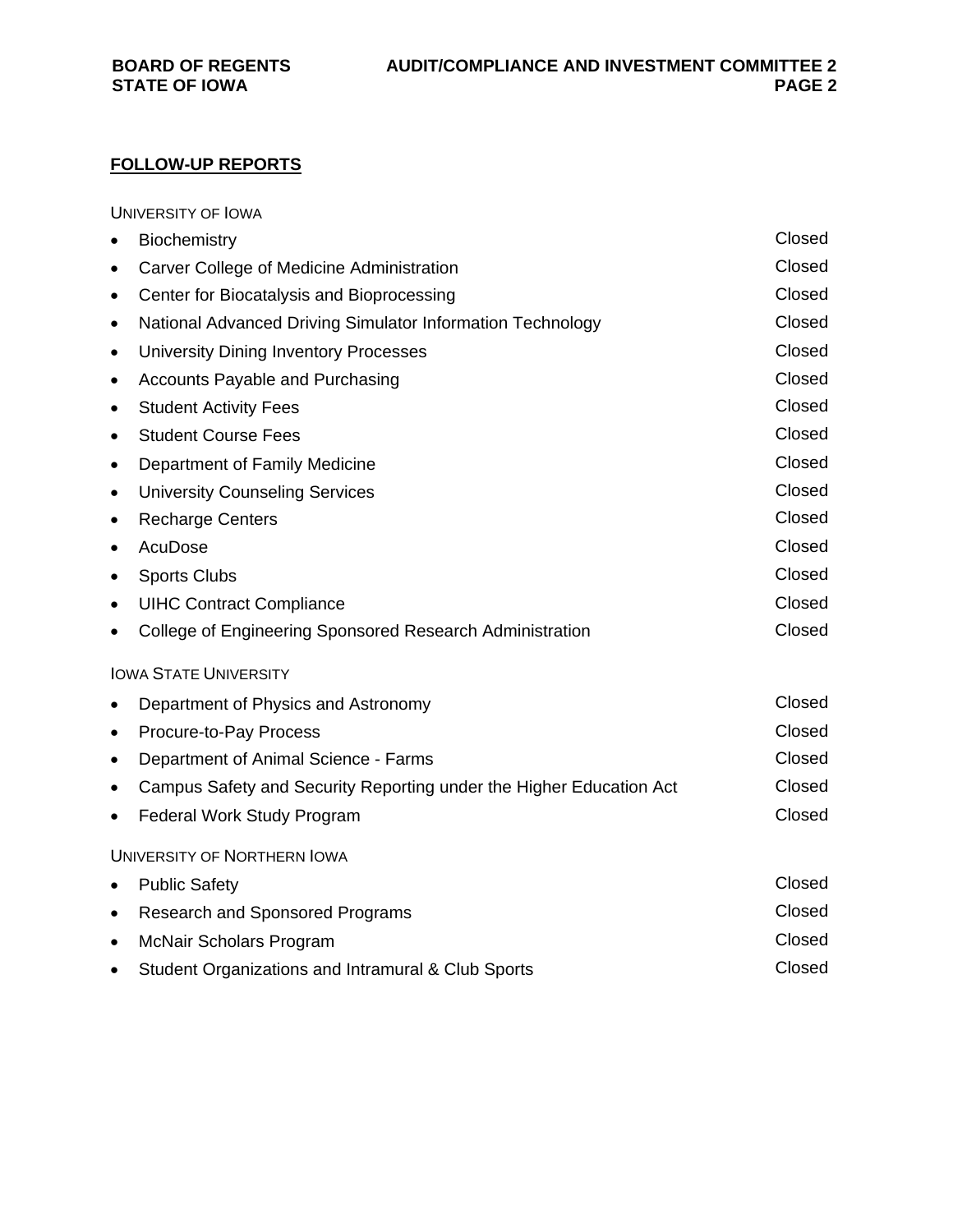## FOLLOW-UP REPORTS

UNIVERSITY OF IOWA

- Biochemistry — Closed
- Carver College of Medicine Administration — Closed
- Center for Biocatalysis and Bioprocessing — Closed
- National Advanced Driving Simulator Information Technology — Closed
- University Dining Inventory Processes — Closed
- Accounts Payable and Purchasing — Closed
- Student Activity Fees — Closed
- Student Course Fees — Closed
- Department of Family Medicine — Closed
- University Counseling Services — Closed
- Recharge Centers — Closed
- AcuDose — Closed
- Sports Clubs — Closed
- UIHC Contract Compliance — Closed
- College of Engineering Sponsored Research Administration — Closed

IOWA STATE UNIVERSITY

- Department of Physics and Astronomy — Closed
- Procure-to-Pay Process — Closed
- Department of Animal Science - Farms — Closed
- Campus Safety and Security Reporting under the Higher Education Act — Closed
- Federal Work Study Program — Closed

UNIVERSITY OF NORTHERN IOWA

- Public Safety — Closed
- Research and Sponsored Programs — Closed
- McNair Scholars Program — Closed
- Student Organizations and Intramural & Club Sports — Closed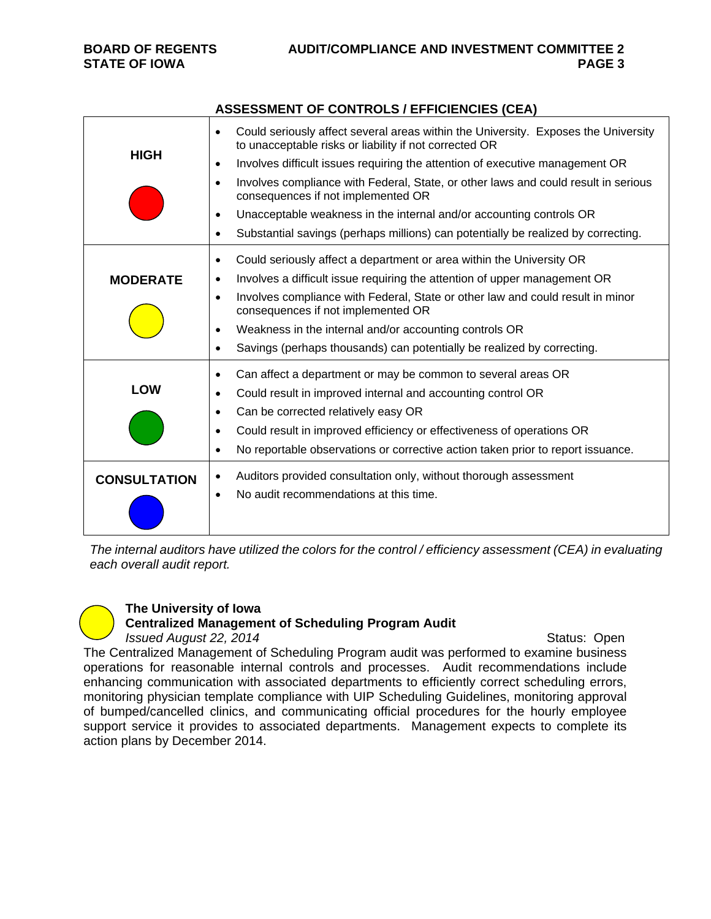## ASSESSMENT OF CONTROLS / EFFICIENCIES (CEA)

| | |
|---|---|
| **HIGH** | • Could seriously affect several areas within the University. Exposes the University to unacceptable risks or liability if not corrected OR<br>• Involves difficult issues requiring the attention of executive management OR<br>• Involves compliance with Federal, State, or other laws and could result in serious consequences if not implemented OR<br>• Unacceptable weakness in the internal and/or accounting controls OR<br>• Substantial savings (perhaps millions) can potentially be realized by correcting. |
| **MODERATE** | • Could seriously affect a department or area within the University OR<br>• Involves a difficult issue requiring the attention of upper management OR<br>• Involves compliance with Federal, State or other law and could result in minor consequences if not implemented OR<br>• Weakness in the internal and/or accounting controls OR<br>• Savings (perhaps thousands) can potentially be realized by correcting. |
| **LOW** | • Can affect a department or may be common to several areas OR<br>• Could result in improved internal and accounting control OR<br>• Can be corrected relatively easy OR<br>• Could result in improved efficiency or effectiveness of operations OR<br>• No reportable observations or corrective action taken prior to report issuance. |
| **CONSULTATION** | • Auditors provided consultation only, without thorough assessment<br>• No audit recommendations at this time. |

*The internal auditors have utilized the colors for the control / efficiency assessment (CEA) in evaluating each overall audit report.*

**The University of Iowa**
**Centralized Management of Scheduling Program Audit**
*Issued August 22, 2014* Status: Open

The Centralized Management of Scheduling Program audit was performed to examine business operations for reasonable internal controls and processes. Audit recommendations include enhancing communication with associated departments to efficiently correct scheduling errors, monitoring physician template compliance with UIP Scheduling Guidelines, monitoring approval of bumped/cancelled clinics, and communicating official procedures for the hourly employee support service it provides to associated departments. Management expects to complete its action plans by December 2014.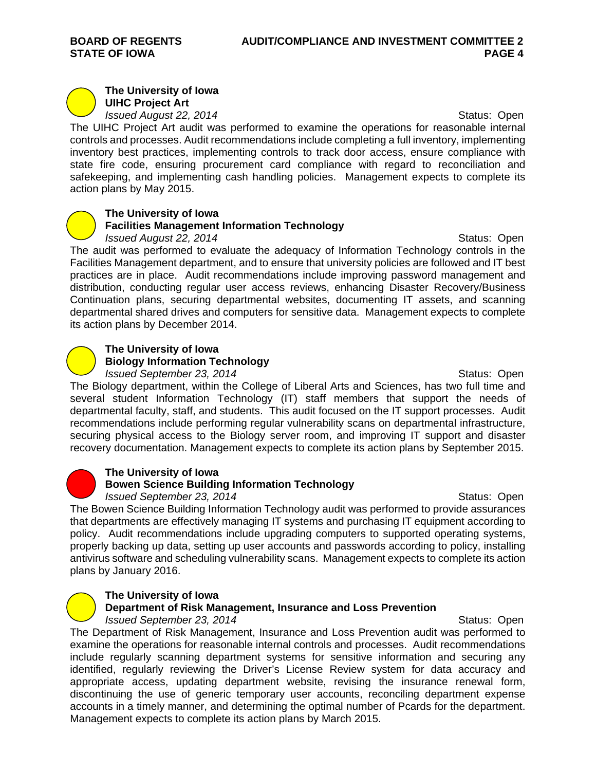**The University of Iowa**
**UIHC Project Art**
*Issued August 22, 2014* Status: Open

The UIHC Project Art audit was performed to examine the operations for reasonable internal controls and processes. Audit recommendations include completing a full inventory, implementing inventory best practices, implementing controls to track door access, ensure compliance with state fire code, ensuring procurement card compliance with regard to reconciliation and safekeeping, and implementing cash handling policies. Management expects to complete its action plans by May 2015.

**The University of Iowa**
**Facilities Management Information Technology**
*Issued August 22, 2014* Status: Open

The audit was performed to evaluate the adequacy of Information Technology controls in the Facilities Management department, and to ensure that university policies are followed and IT best practices are in place. Audit recommendations include improving password management and distribution, conducting regular user access reviews, enhancing Disaster Recovery/Business Continuation plans, securing departmental websites, documenting IT assets, and scanning departmental shared drives and computers for sensitive data. Management expects to complete its action plans by December 2014.

**The University of Iowa**
**Biology Information Technology**
*Issued September 23, 2014* Status: Open

The Biology department, within the College of Liberal Arts and Sciences, has two full time and several student Information Technology (IT) staff members that support the needs of departmental faculty, staff, and students. This audit focused on the IT support processes. Audit recommendations include performing regular vulnerability scans on departmental infrastructure, securing physical access to the Biology server room, and improving IT support and disaster recovery documentation. Management expects to complete its action plans by September 2015.

**The University of Iowa**
**Bowen Science Building Information Technology**
*Issued September 23, 2014* Status: Open

The Bowen Science Building Information Technology audit was performed to provide assurances that departments are effectively managing IT systems and purchasing IT equipment according to policy. Audit recommendations include upgrading computers to supported operating systems, properly backing up data, setting up user accounts and passwords according to policy, installing antivirus software and scheduling vulnerability scans. Management expects to complete its action plans by January 2016.

**The University of Iowa**
**Department of Risk Management, Insurance and Loss Prevention**
*Issued September 23, 2014* Status: Open

The Department of Risk Management, Insurance and Loss Prevention audit was performed to examine the operations for reasonable internal controls and processes. Audit recommendations include regularly scanning department systems for sensitive information and securing any identified, regularly reviewing the Driver's License Review system for data accuracy and appropriate access, updating department website, revising the insurance renewal form, discontinuing the use of generic temporary user accounts, reconciling department expense accounts in a timely manner, and determining the optimal number of Pcards for the department. Management expects to complete its action plans by March 2015.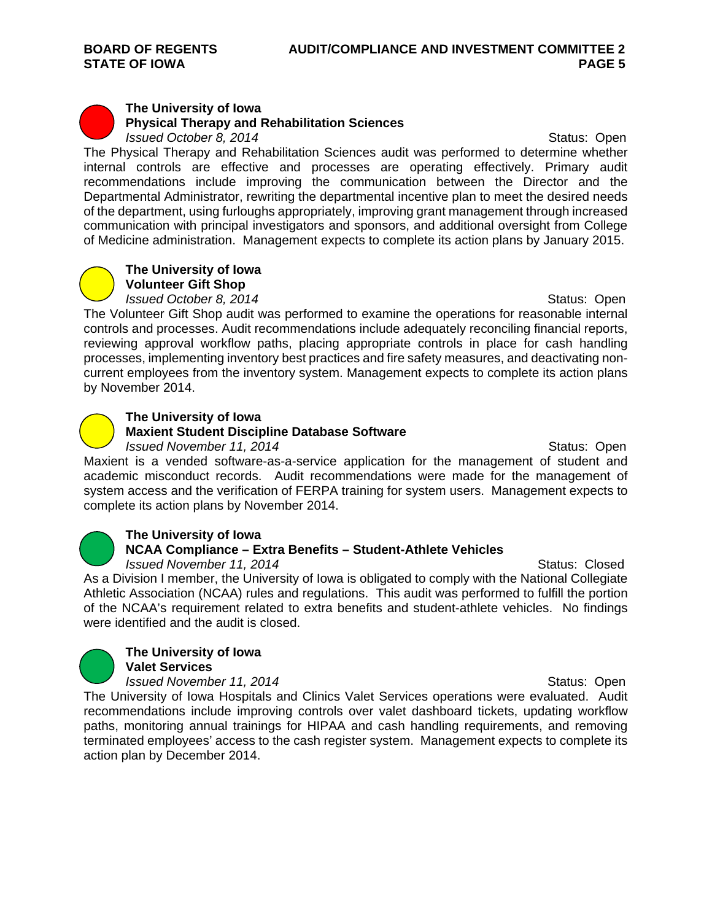**The University of Iowa**
**Physical Therapy and Rehabilitation Sciences**
*Issued October 8, 2014* Status: Open

The Physical Therapy and Rehabilitation Sciences audit was performed to determine whether internal controls are effective and processes are operating effectively. Primary audit recommendations include improving the communication between the Director and the Departmental Administrator, rewriting the departmental incentive plan to meet the desired needs of the department, using furloughs appropriately, improving grant management through increased communication with principal investigators and sponsors, and additional oversight from College of Medicine administration. Management expects to complete its action plans by January 2015.

**The University of Iowa**
**Volunteer Gift Shop**
*Issued October 8, 2014* Status: Open

The Volunteer Gift Shop audit was performed to examine the operations for reasonable internal controls and processes. Audit recommendations include adequately reconciling financial reports, reviewing approval workflow paths, placing appropriate controls in place for cash handling processes, implementing inventory best practices and fire safety measures, and deactivating non-current employees from the inventory system. Management expects to complete its action plans by November 2014.

**The University of Iowa**
**Maxient Student Discipline Database Software**
*Issued November 11, 2014* Status: Open

Maxient is a vended software-as-a-service application for the management of student and academic misconduct records. Audit recommendations were made for the management of system access and the verification of FERPA training for system users. Management expects to complete its action plans by November 2014.

**The University of Iowa**
**NCAA Compliance – Extra Benefits – Student-Athlete Vehicles**
*Issued November 11, 2014* Status: Closed

As a Division I member, the University of Iowa is obligated to comply with the National Collegiate Athletic Association (NCAA) rules and regulations. This audit was performed to fulfill the portion of the NCAA's requirement related to extra benefits and student-athlete vehicles. No findings were identified and the audit is closed.

**The University of Iowa**
**Valet Services**
*Issued November 11, 2014* Status: Open

The University of Iowa Hospitals and Clinics Valet Services operations were evaluated. Audit recommendations include improving controls over valet dashboard tickets, updating workflow paths, monitoring annual trainings for HIPAA and cash handling requirements, and removing terminated employees' access to the cash register system. Management expects to complete its action plan by December 2014.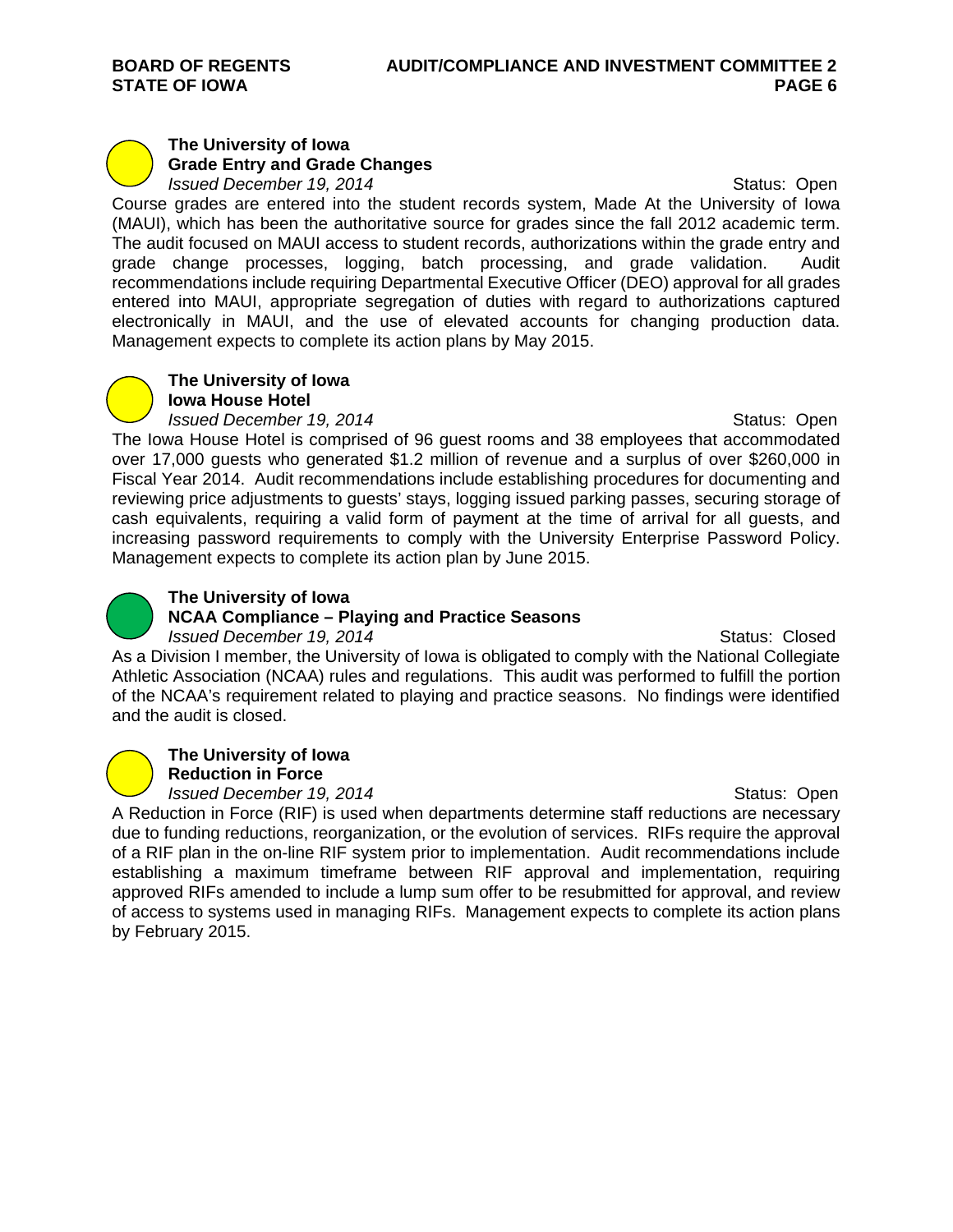**The University of Iowa**
**Grade Entry and Grade Changes**
*Issued December 19, 2014* Status: Open

Course grades are entered into the student records system, Made At the University of Iowa (MAUI), which has been the authoritative source for grades since the fall 2012 academic term. The audit focused on MAUI access to student records, authorizations within the grade entry and grade change processes, logging, batch processing, and grade validation. Audit recommendations include requiring Departmental Executive Officer (DEO) approval for all grades entered into MAUI, appropriate segregation of duties with regard to authorizations captured electronically in MAUI, and the use of elevated accounts for changing production data. Management expects to complete its action plans by May 2015.

**The University of Iowa**
**Iowa House Hotel**
*Issued December 19, 2014* Status: Open

The Iowa House Hotel is comprised of 96 guest rooms and 38 employees that accommodated over 17,000 guests who generated $1.2 million of revenue and a surplus of over $260,000 in Fiscal Year 2014. Audit recommendations include establishing procedures for documenting and reviewing price adjustments to guests' stays, logging issued parking passes, securing storage of cash equivalents, requiring a valid form of payment at the time of arrival for all guests, and increasing password requirements to comply with the University Enterprise Password Policy. Management expects to complete its action plan by June 2015.

**The University of Iowa**
**NCAA Compliance – Playing and Practice Seasons**
*Issued December 19, 2014* Status: Closed

As a Division I member, the University of Iowa is obligated to comply with the National Collegiate Athletic Association (NCAA) rules and regulations. This audit was performed to fulfill the portion of the NCAA's requirement related to playing and practice seasons. No findings were identified and the audit is closed.

**The University of Iowa**
**Reduction in Force**
*Issued December 19, 2014* Status: Open

A Reduction in Force (RIF) is used when departments determine staff reductions are necessary due to funding reductions, reorganization, or the evolution of services. RIFs require the approval of a RIF plan in the on-line RIF system prior to implementation. Audit recommendations include establishing a maximum timeframe between RIF approval and implementation, requiring approved RIFs amended to include a lump sum offer to be resubmitted for approval, and review of access to systems used in managing RIFs. Management expects to complete its action plans by February 2015.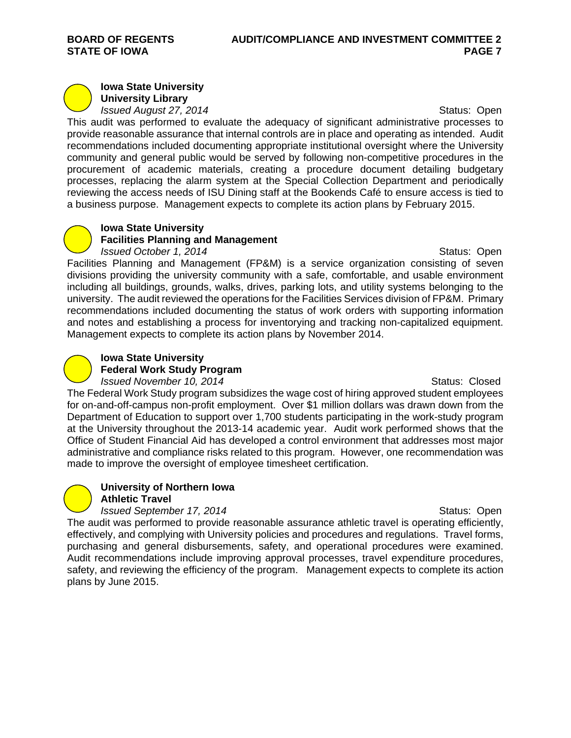**Iowa State University**
**University Library**
*Issued August 27, 2014* Status: Open

This audit was performed to evaluate the adequacy of significant administrative processes to provide reasonable assurance that internal controls are in place and operating as intended. Audit recommendations included documenting appropriate institutional oversight where the University community and general public would be served by following non-competitive procedures in the procurement of academic materials, creating a procedure document detailing budgetary processes, replacing the alarm system at the Special Collection Department and periodically reviewing the access needs of ISU Dining staff at the Bookends Café to ensure access is tied to a business purpose. Management expects to complete its action plans by February 2015.

**Iowa State University**
**Facilities Planning and Management**
*Issued October 1, 2014* Status: Open

Facilities Planning and Management (FP&M) is a service organization consisting of seven divisions providing the university community with a safe, comfortable, and usable environment including all buildings, grounds, walks, drives, parking lots, and utility systems belonging to the university. The audit reviewed the operations for the Facilities Services division of FP&M. Primary recommendations included documenting the status of work orders with supporting information and notes and establishing a process for inventorying and tracking non-capitalized equipment. Management expects to complete its action plans by November 2014.

**Iowa State University**
**Federal Work Study Program**
*Issued November 10, 2014* Status: Closed

The Federal Work Study program subsidizes the wage cost of hiring approved student employees for on-and-off-campus non-profit employment. Over $1 million dollars was drawn down from the Department of Education to support over 1,700 students participating in the work-study program at the University throughout the 2013-14 academic year. Audit work performed shows that the Office of Student Financial Aid has developed a control environment that addresses most major administrative and compliance risks related to this program. However, one recommendation was made to improve the oversight of employee timesheet certification.

**University of Northern Iowa**
**Athletic Travel**
*Issued September 17, 2014* Status: Open

The audit was performed to provide reasonable assurance athletic travel is operating efficiently, effectively, and complying with University policies and procedures and regulations. Travel forms, purchasing and general disbursements, safety, and operational procedures were examined. Audit recommendations include improving approval processes, travel expenditure procedures, safety, and reviewing the efficiency of the program. Management expects to complete its action plans by June 2015.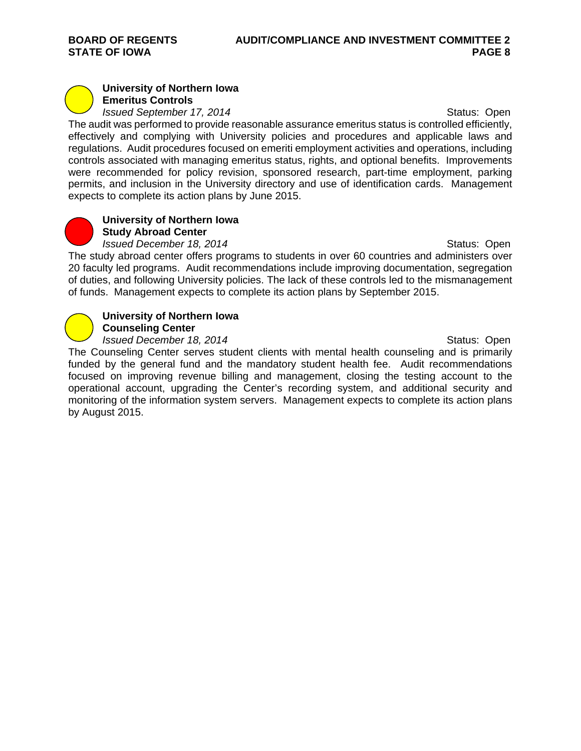**University of Northern Iowa**
**Emeritus Controls**
*Issued September 17, 2014* Status: Open

The audit was performed to provide reasonable assurance emeritus status is controlled efficiently, effectively and complying with University policies and procedures and applicable laws and regulations. Audit procedures focused on emeriti employment activities and operations, including controls associated with managing emeritus status, rights, and optional benefits. Improvements were recommended for policy revision, sponsored research, part-time employment, parking permits, and inclusion in the University directory and use of identification cards. Management expects to complete its action plans by June 2015.

**University of Northern Iowa**
**Study Abroad Center**
*Issued December 18, 2014* Status: Open

The study abroad center offers programs to students in over 60 countries and administers over 20 faculty led programs. Audit recommendations include improving documentation, segregation of duties, and following University policies. The lack of these controls led to the mismanagement of funds. Management expects to complete its action plans by September 2015.

**University of Northern Iowa**
**Counseling Center**
*Issued December 18, 2014* Status: Open

The Counseling Center serves student clients with mental health counseling and is primarily funded by the general fund and the mandatory student health fee. Audit recommendations focused on improving revenue billing and management, closing the testing account to the operational account, upgrading the Center's recording system, and additional security and monitoring of the information system servers. Management expects to complete its action plans by August 2015.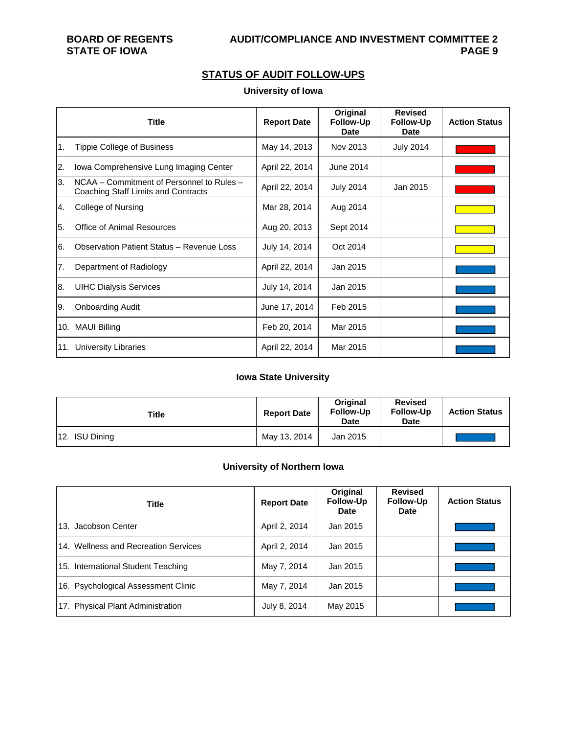## STATUS OF AUDIT FOLLOW-UPS

### University of Iowa

| Title | Report Date | Original Follow-Up Date | Revised Follow-Up Date | Action Status |
|---|---|---|---|---|
| 1. Tippie College of Business | May 14, 2013 | Nov 2013 | July 2014 | Red |
| 2. Iowa Comprehensive Lung Imaging Center | April 22, 2014 | June 2014 | | Red |
| 3. NCAA – Commitment of Personnel to Rules – Coaching Staff Limits and Contracts | April 22, 2014 | July 2014 | Jan 2015 | Red |
| 4. College of Nursing | Mar 28, 2014 | Aug 2014 | | Yellow |
| 5. Office of Animal Resources | Aug 20, 2013 | Sept 2014 | | Yellow |
| 6. Observation Patient Status – Revenue Loss | July 14, 2014 | Oct 2014 | | Yellow |
| 7. Department of Radiology | April 22, 2014 | Jan 2015 | | Blue |
| 8. UIHC Dialysis Services | July 14, 2014 | Jan 2015 | | Blue |
| 9. Onboarding Audit | June 17, 2014 | Feb 2015 | | Blue |
| 10. MAUI Billing | Feb 20, 2014 | Mar 2015 | | Blue |
| 11. University Libraries | April 22, 2014 | Mar 2015 | | Blue |

### Iowa State University

| Title | Report Date | Original Follow-Up Date | Revised Follow-Up Date | Action Status |
|---|---|---|---|---|
| 12. ISU Dining | May 13, 2014 | Jan 2015 | | Blue |

### University of Northern Iowa

| Title | Report Date | Original Follow-Up Date | Revised Follow-Up Date | Action Status |
|---|---|---|---|---|
| 13. Jacobson Center | April 2, 2014 | Jan 2015 | | Blue |
| 14. Wellness and Recreation Services | April 2, 2014 | Jan 2015 | | Blue |
| 15. International Student Teaching | May 7, 2014 | Jan 2015 | | Blue |
| 16. Psychological Assessment Clinic | May 7, 2014 | Jan 2015 | | Blue |
| 17. Physical Plant Administration | July 8, 2014 | May 2015 | | Blue |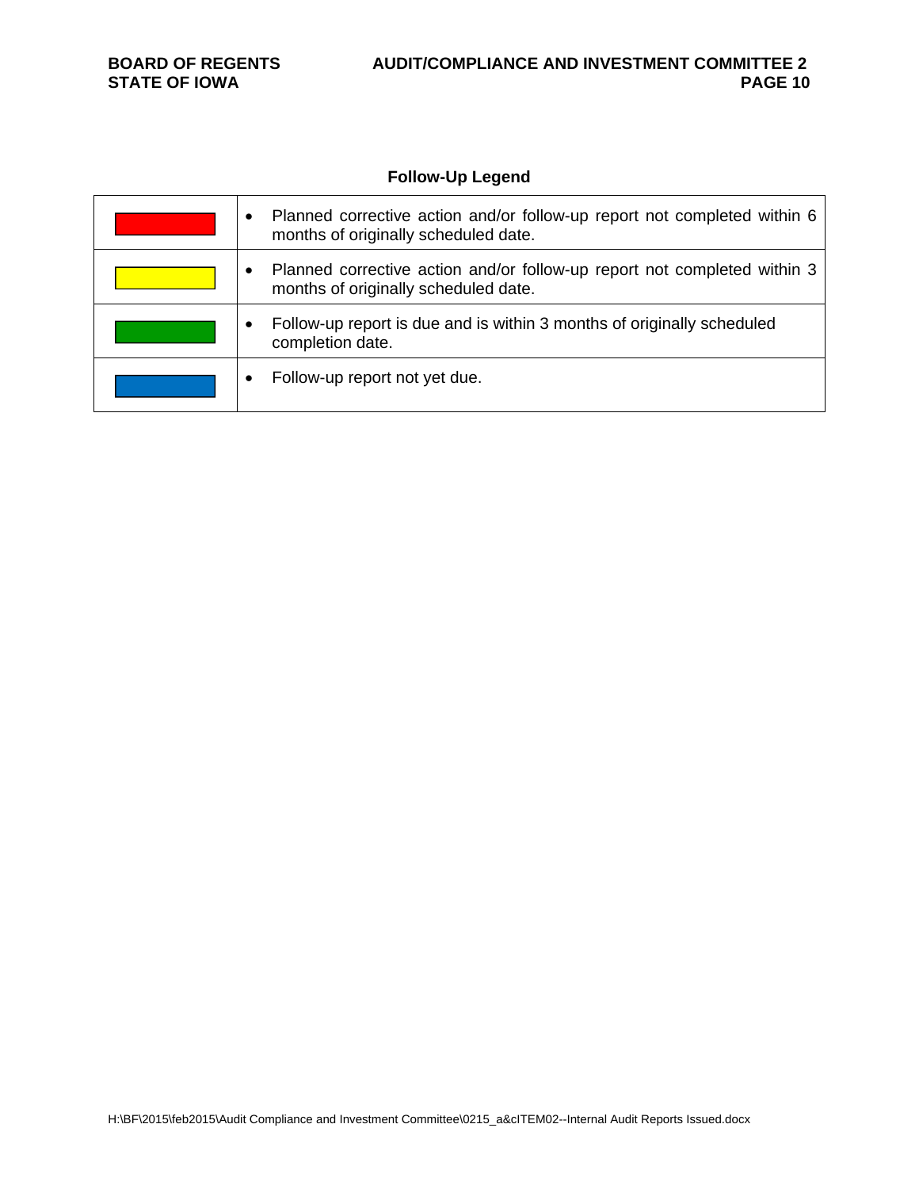**Follow-Up Legend**

| | |
|---|---|
| Red | • Planned corrective action and/or follow-up report not completed within 6 months of originally scheduled date. |
| Yellow | • Planned corrective action and/or follow-up report not completed within 3 months of originally scheduled date. |
| Green | • Follow-up report is due and is within 3 months of originally scheduled completion date. |
| Blue | • Follow-up report not yet due. |

H:\BF\2015\feb2015\Audit Compliance and Investment Committee\0215_a&cITEM02--Internal Audit Reports Issued.docx